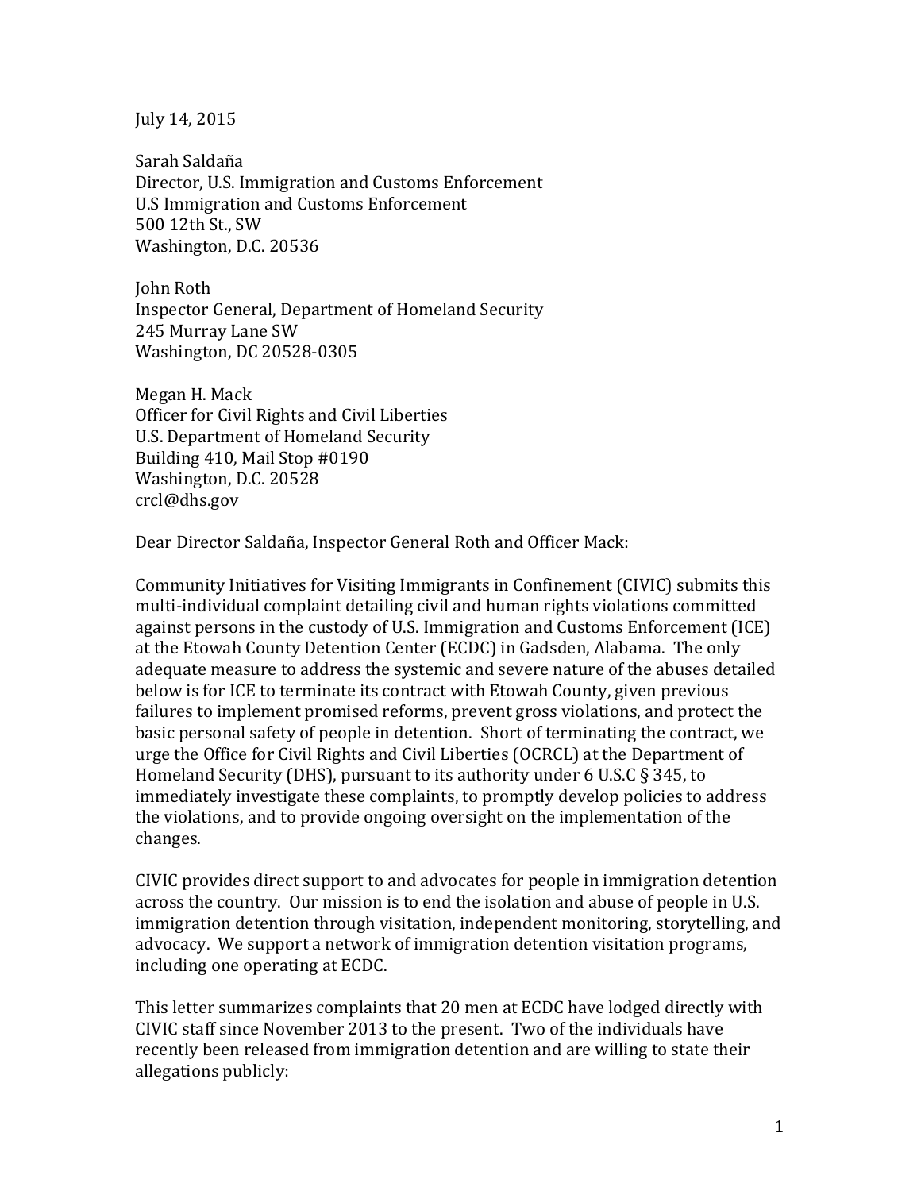July 14, 2015

Sarah Saldaña
Director, U.S. Immigration and Customs Enforcement
U.S Immigration and Customs Enforcement
500 12th St., SW
Washington, D.C. 20536

John Roth
Inspector General, Department of Homeland Security
245 Murray Lane SW
Washington, DC 20528-0305

Megan H. Mack
Officer for Civil Rights and Civil Liberties
U.S. Department of Homeland Security
Building 410, Mail Stop #0190
Washington, D.C. 20528
crcl@dhs.gov

Dear Director Saldaña, Inspector General Roth and Officer Mack:

Community Initiatives for Visiting Immigrants in Confinement (CIVIC) submits this multi-individual complaint detailing civil and human rights violations committed against persons in the custody of U.S. Immigration and Customs Enforcement (ICE) at the Etowah County Detention Center (ECDC) in Gadsden, Alabama. The only adequate measure to address the systemic and severe nature of the abuses detailed below is for ICE to terminate its contract with Etowah County, given previous failures to implement promised reforms, prevent gross violations, and protect the basic personal safety of people in detention. Short of terminating the contract, we urge the Office for Civil Rights and Civil Liberties (OCRCL) at the Department of Homeland Security (DHS), pursuant to its authority under 6 U.S.C § 345, to immediately investigate these complaints, to promptly develop policies to address the violations, and to provide ongoing oversight on the implementation of the changes.

CIVIC provides direct support to and advocates for people in immigration detention across the country. Our mission is to end the isolation and abuse of people in U.S. immigration detention through visitation, independent monitoring, storytelling, and advocacy. We support a network of immigration detention visitation programs, including one operating at ECDC.

This letter summarizes complaints that 20 men at ECDC have lodged directly with CIVIC staff since November 2013 to the present. Two of the individuals have recently been released from immigration detention and are willing to state their allegations publicly: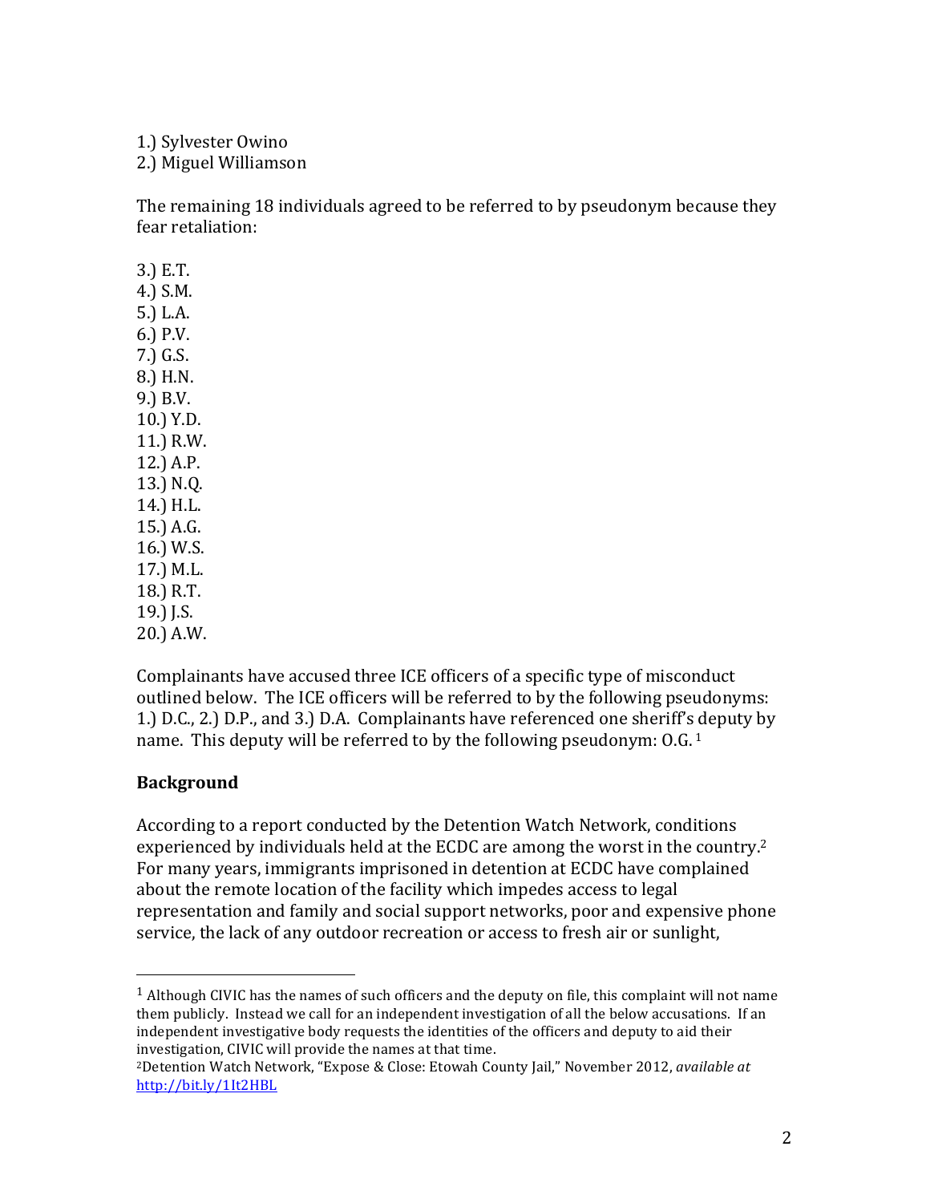1.) Sylvester Owino
2.) Miguel Williamson

The remaining 18 individuals agreed to be referred to by pseudonym because they fear retaliation:

3.) E.T.
4.) S.M.
5.) L.A.
6.) P.V.
7.) G.S.
8.) H.N.
9.) B.V.
10.) Y.D.
11.) R.W.
12.) A.P.
13.) N.Q.
14.) H.L.
15.) A.G.
16.) W.S.
17.) M.L.
18.) R.T.
19.) J.S.
20.) A.W.

Complainants have accused three ICE officers of a specific type of misconduct outlined below. The ICE officers will be referred to by the following pseudonyms: 1.) D.C., 2.) D.P., and 3.) D.A. Complainants have referenced one sheriff's deputy by name. This deputy will be referred to by the following pseudonym: O.G. [1]

## Background

According to a report conducted by the Detention Watch Network, conditions experienced by individuals held at the ECDC are among the worst in the country.[2] For many years, immigrants imprisoned in detention at ECDC have complained about the remote location of the facility which impedes access to legal representation and family and social support networks, poor and expensive phone service, the lack of any outdoor recreation or access to fresh air or sunlight,

---

[1] Although CIVIC has the names of such officers and the deputy on file, this complaint will not name them publicly. Instead we call for an independent investigation of all the below accusations. If an independent investigative body requests the identities of the officers and deputy to aid their investigation, CIVIC will provide the names at that time.

[2] Detention Watch Network, "Expose & Close: Etowah County Jail," November 2012, *available at* http://bit.ly/1It2HBL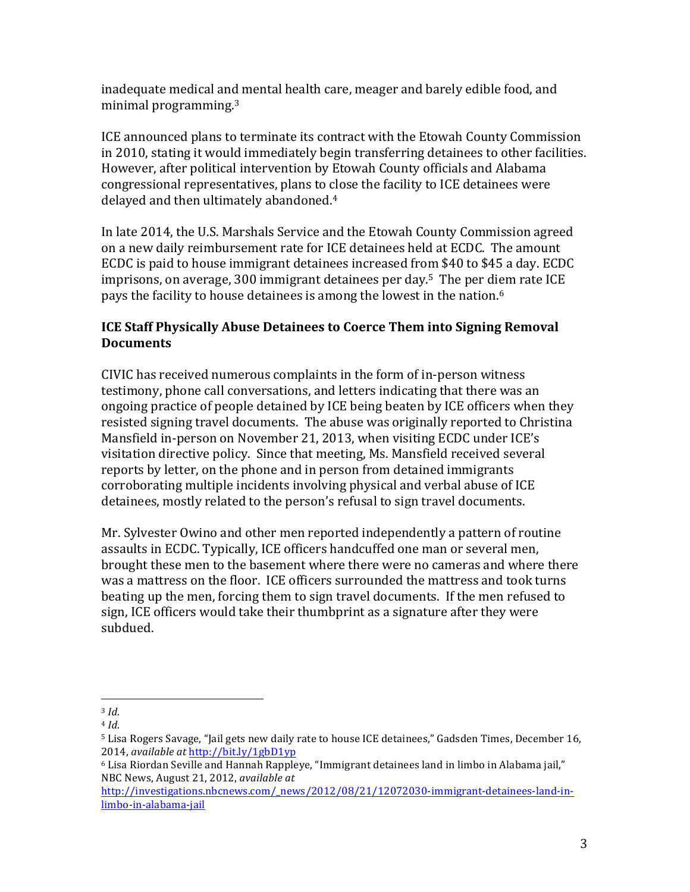inadequate medical and mental health care, meager and barely edible food, and minimal programming.[3]

ICE announced plans to terminate its contract with the Etowah County Commission in 2010, stating it would immediately begin transferring detainees to other facilities. However, after political intervention by Etowah County officials and Alabama congressional representatives, plans to close the facility to ICE detainees were delayed and then ultimately abandoned.[4]

In late 2014, the U.S. Marshals Service and the Etowah County Commission agreed on a new daily reimbursement rate for ICE detainees held at ECDC. The amount ECDC is paid to house immigrant detainees increased from $40 to $45 a day. ECDC imprisons, on average, 300 immigrant detainees per day.[5] The per diem rate ICE pays the facility to house detainees is among the lowest in the nation.[6]

**ICE Staff Physically Abuse Detainees to Coerce Them into Signing Removal Documents**

CIVIC has received numerous complaints in the form of in-person witness testimony, phone call conversations, and letters indicating that there was an ongoing practice of people detained by ICE being beaten by ICE officers when they resisted signing travel documents. The abuse was originally reported to Christina Mansfield in-person on November 21, 2013, when visiting ECDC under ICE's visitation directive policy. Since that meeting, Ms. Mansfield received several reports by letter, on the phone and in person from detained immigrants corroborating multiple incidents involving physical and verbal abuse of ICE detainees, mostly related to the person's refusal to sign travel documents.

Mr. Sylvester Owino and other men reported independently a pattern of routine assaults in ECDC. Typically, ICE officers handcuffed one man or several men, brought these men to the basement where there were no cameras and where there was a mattress on the floor. ICE officers surrounded the mattress and took turns beating up the men, forcing them to sign travel documents. If the men refused to sign, ICE officers would take their thumbprint as a signature after they were subdued.

---

[3] *Id.*

[4] *Id.*

[5] Lisa Rogers Savage, "Jail gets new daily rate to house ICE detainees," Gadsden Times, December 16, 2014, *available at* http://bit.ly/1gbD1yp

[6] Lisa Riordan Seville and Hannah Rappleye, "Immigrant detainees land in limbo in Alabama jail," NBC News, August 21, 2012, *available at* http://investigations.nbcnews.com/_news/2012/08/21/12072030-immigrant-detainees-land-in-limbo-in-alabama-jail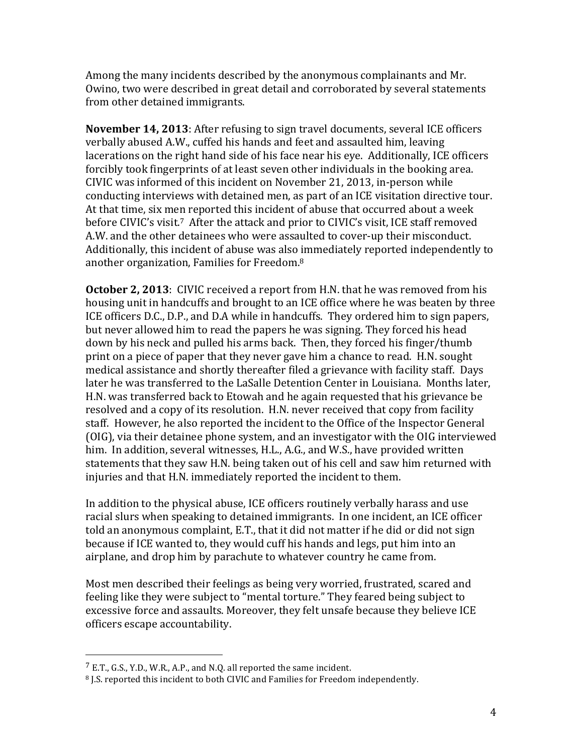Among the many incidents described by the anonymous complainants and Mr. Owino, two were described in great detail and corroborated by several statements from other detained immigrants.

**November 14, 2013**: After refusing to sign travel documents, several ICE officers verbally abused A.W., cuffed his hands and feet and assaulted him, leaving lacerations on the right hand side of his face near his eye. Additionally, ICE officers forcibly took fingerprints of at least seven other individuals in the booking area. CIVIC was informed of this incident on November 21, 2013, in-person while conducting interviews with detained men, as part of an ICE visitation directive tour. At that time, six men reported this incident of abuse that occurred about a week before CIVIC's visit.[7] After the attack and prior to CIVIC's visit, ICE staff removed A.W. and the other detainees who were assaulted to cover-up their misconduct. Additionally, this incident of abuse was also immediately reported independently to another organization, Families for Freedom.[8]

**October 2, 2013**: CIVIC received a report from H.N. that he was removed from his housing unit in handcuffs and brought to an ICE office where he was beaten by three ICE officers D.C., D.P., and D.A while in handcuffs. They ordered him to sign papers, but never allowed him to read the papers he was signing. They forced his head down by his neck and pulled his arms back. Then, they forced his finger/thumb print on a piece of paper that they never gave him a chance to read. H.N. sought medical assistance and shortly thereafter filed a grievance with facility staff. Days later he was transferred to the LaSalle Detention Center in Louisiana. Months later, H.N. was transferred back to Etowah and he again requested that his grievance be resolved and a copy of its resolution. H.N. never received that copy from facility staff. However, he also reported the incident to the Office of the Inspector General (OIG), via their detainee phone system, and an investigator with the OIG interviewed him. In addition, several witnesses, H.L., A.G., and W.S., have provided written statements that they saw H.N. being taken out of his cell and saw him returned with injuries and that H.N. immediately reported the incident to them.

In addition to the physical abuse, ICE officers routinely verbally harass and use racial slurs when speaking to detained immigrants. In one incident, an ICE officer told an anonymous complaint, E.T., that it did not matter if he did or did not sign because if ICE wanted to, they would cuff his hands and legs, put him into an airplane, and drop him by parachute to whatever country he came from.

Most men described their feelings as being very worried, frustrated, scared and feeling like they were subject to "mental torture." They feared being subject to excessive force and assaults. Moreover, they felt unsafe because they believe ICE officers escape accountability.

---

[7] E.T., G.S., Y.D., W.R., A.P., and N.Q. all reported the same incident.

[8] J.S. reported this incident to both CIVIC and Families for Freedom independently.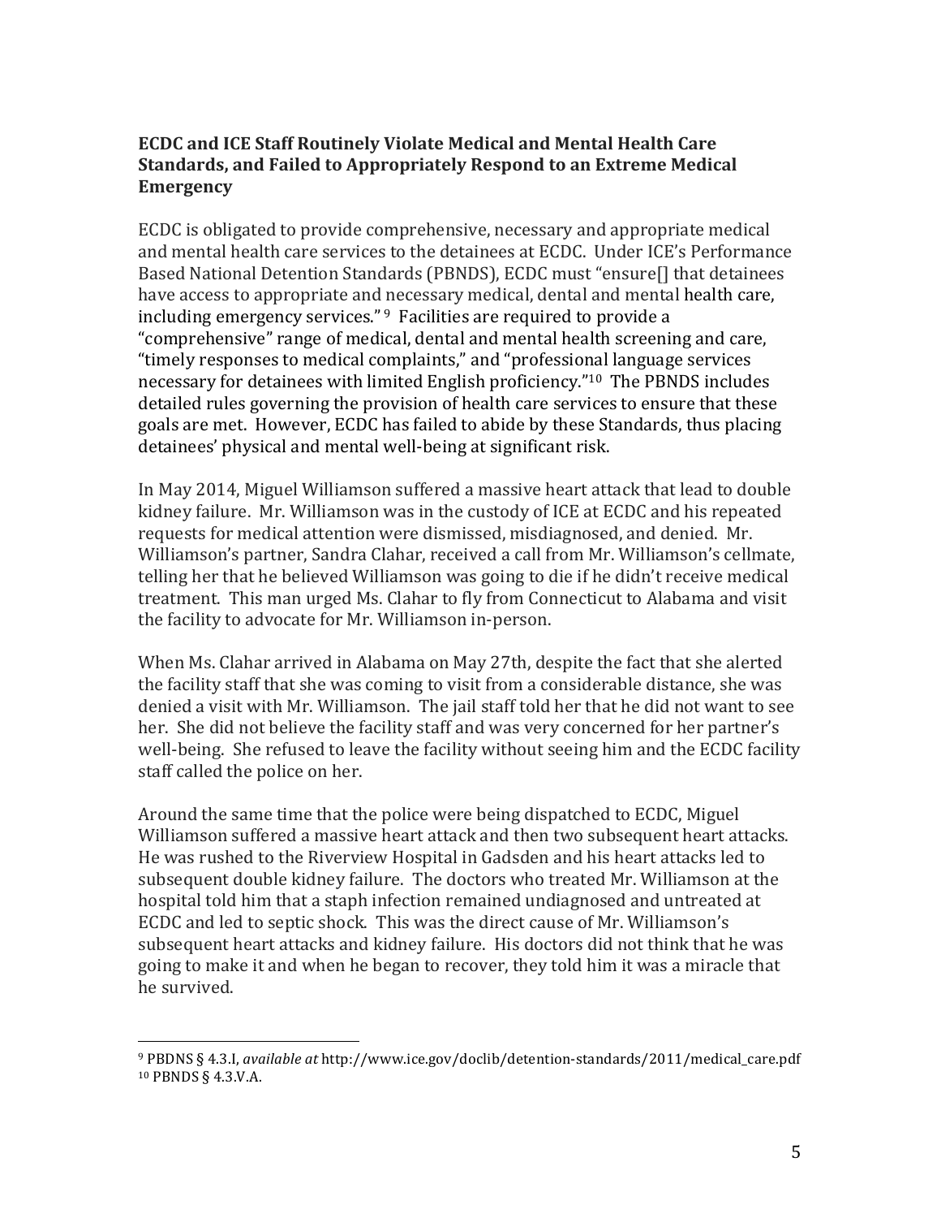**ECDC and ICE Staff Routinely Violate Medical and Mental Health Care Standards, and Failed to Appropriately Respond to an Extreme Medical Emergency**

ECDC is obligated to provide comprehensive, necessary and appropriate medical and mental health care services to the detainees at ECDC. Under ICE's Performance Based National Detention Standards (PBNDS), ECDC must "ensure[] that detainees have access to appropriate and necessary medical, dental and mental health care, including emergency services."[9] Facilities are required to provide a "comprehensive" range of medical, dental and mental health screening and care, "timely responses to medical complaints," and "professional language services necessary for detainees with limited English proficiency."[10] The PBNDS includes detailed rules governing the provision of health care services to ensure that these goals are met. However, ECDC has failed to abide by these Standards, thus placing detainees' physical and mental well-being at significant risk.

In May 2014, Miguel Williamson suffered a massive heart attack that lead to double kidney failure. Mr. Williamson was in the custody of ICE at ECDC and his repeated requests for medical attention were dismissed, misdiagnosed, and denied. Mr. Williamson's partner, Sandra Clahar, received a call from Mr. Williamson's cellmate, telling her that he believed Williamson was going to die if he didn't receive medical treatment. This man urged Ms. Clahar to fly from Connecticut to Alabama and visit the facility to advocate for Mr. Williamson in-person.

When Ms. Clahar arrived in Alabama on May 27th, despite the fact that she alerted the facility staff that she was coming to visit from a considerable distance, she was denied a visit with Mr. Williamson. The jail staff told her that he did not want to see her. She did not believe the facility staff and was very concerned for her partner's well-being. She refused to leave the facility without seeing him and the ECDC facility staff called the police on her.

Around the same time that the police were being dispatched to ECDC, Miguel Williamson suffered a massive heart attack and then two subsequent heart attacks. He was rushed to the Riverview Hospital in Gadsden and his heart attacks led to subsequent double kidney failure. The doctors who treated Mr. Williamson at the hospital told him that a staph infection remained undiagnosed and untreated at ECDC and led to septic shock. This was the direct cause of Mr. Williamson's subsequent heart attacks and kidney failure. His doctors did not think that he was going to make it and when he began to recover, they told him it was a miracle that he survived.

---

[9] PBDNS § 4.3.I, *available at* http://www.ice.gov/doclib/detention-standards/2011/medical_care.pdf
[10] PBNDS § 4.3.V.A.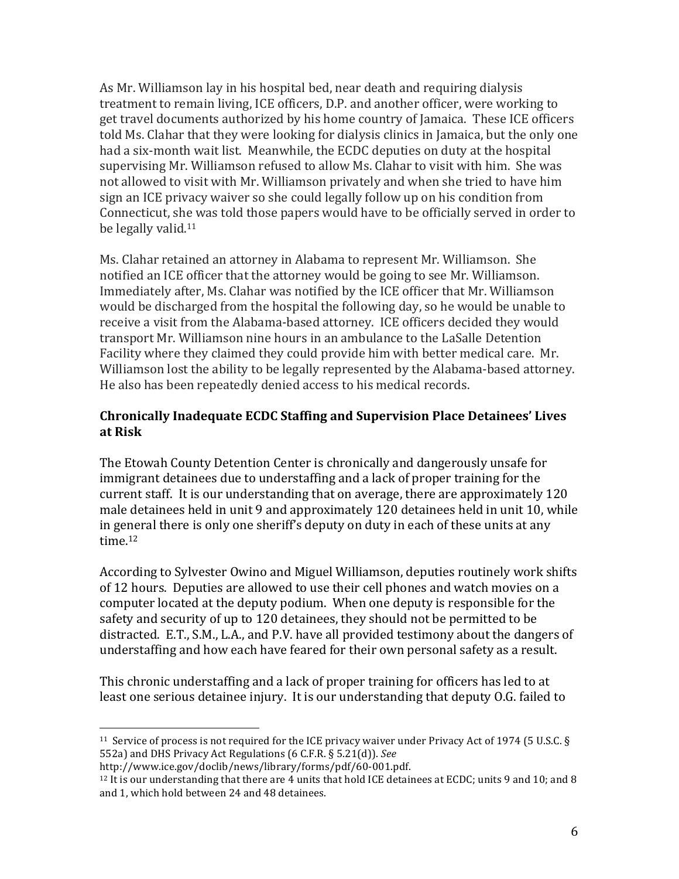As Mr. Williamson lay in his hospital bed, near death and requiring dialysis treatment to remain living, ICE officers, D.P. and another officer, were working to get travel documents authorized by his home country of Jamaica. These ICE officers told Ms. Clahar that they were looking for dialysis clinics in Jamaica, but the only one had a six-month wait list. Meanwhile, the ECDC deputies on duty at the hospital supervising Mr. Williamson refused to allow Ms. Clahar to visit with him. She was not allowed to visit with Mr. Williamson privately and when she tried to have him sign an ICE privacy waiver so she could legally follow up on his condition from Connecticut, she was told those papers would have to be officially served in order to be legally valid.[11]

Ms. Clahar retained an attorney in Alabama to represent Mr. Williamson. She notified an ICE officer that the attorney would be going to see Mr. Williamson. Immediately after, Ms. Clahar was notified by the ICE officer that Mr. Williamson would be discharged from the hospital the following day, so he would be unable to receive a visit from the Alabama-based attorney. ICE officers decided they would transport Mr. Williamson nine hours in an ambulance to the LaSalle Detention Facility where they claimed they could provide him with better medical care. Mr. Williamson lost the ability to be legally represented by the Alabama-based attorney. He also has been repeatedly denied access to his medical records.

### Chronically Inadequate ECDC Staffing and Supervision Place Detainees' Lives at Risk

The Etowah County Detention Center is chronically and dangerously unsafe for immigrant detainees due to understaffing and a lack of proper training for the current staff. It is our understanding that on average, there are approximately 120 male detainees held in unit 9 and approximately 120 detainees held in unit 10, while in general there is only one sheriff's deputy on duty in each of these units at any time.[12]

According to Sylvester Owino and Miguel Williamson, deputies routinely work shifts of 12 hours. Deputies are allowed to use their cell phones and watch movies on a computer located at the deputy podium. When one deputy is responsible for the safety and security of up to 120 detainees, they should not be permitted to be distracted. E.T., S.M., L.A., and P.V. have all provided testimony about the dangers of understaffing and how each have feared for their own personal safety as a result.

This chronic understaffing and a lack of proper training for officers has led to at least one serious detainee injury. It is our understanding that deputy O.G. failed to

---

[11] Service of process is not required for the ICE privacy waiver under Privacy Act of 1974 (5 U.S.C. § 552a) and DHS Privacy Act Regulations (6 C.F.R. § 5.21(d)). *See* http://www.ice.gov/doclib/news/library/forms/pdf/60-001.pdf.

[12] It is our understanding that there are 4 units that hold ICE detainees at ECDC; units 9 and 10; and 8 and 1, which hold between 24 and 48 detainees.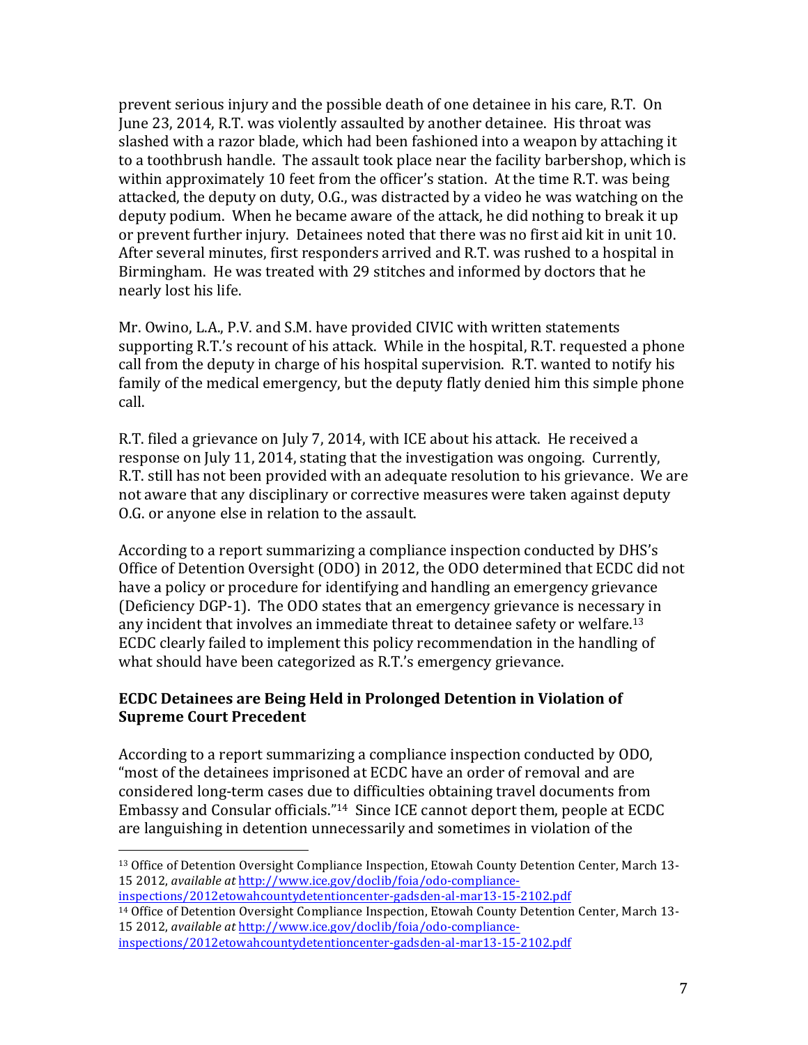prevent serious injury and the possible death of one detainee in his care, R.T. On June 23, 2014, R.T. was violently assaulted by another detainee. His throat was slashed with a razor blade, which had been fashioned into a weapon by attaching it to a toothbrush handle. The assault took place near the facility barbershop, which is within approximately 10 feet from the officer's station. At the time R.T. was being attacked, the deputy on duty, O.G., was distracted by a video he was watching on the deputy podium. When he became aware of the attack, he did nothing to break it up or prevent further injury. Detainees noted that there was no first aid kit in unit 10. After several minutes, first responders arrived and R.T. was rushed to a hospital in Birmingham. He was treated with 29 stitches and informed by doctors that he nearly lost his life.

Mr. Owino, L.A., P.V. and S.M. have provided CIVIC with written statements supporting R.T.'s recount of his attack. While in the hospital, R.T. requested a phone call from the deputy in charge of his hospital supervision. R.T. wanted to notify his family of the medical emergency, but the deputy flatly denied him this simple phone call.

R.T. filed a grievance on July 7, 2014, with ICE about his attack. He received a response on July 11, 2014, stating that the investigation was ongoing. Currently, R.T. still has not been provided with an adequate resolution to his grievance. We are not aware that any disciplinary or corrective measures were taken against deputy O.G. or anyone else in relation to the assault.

According to a report summarizing a compliance inspection conducted by DHS's Office of Detention Oversight (ODO) in 2012, the ODO determined that ECDC did not have a policy or procedure for identifying and handling an emergency grievance (Deficiency DGP-1). The ODO states that an emergency grievance is necessary in any incident that involves an immediate threat to detainee safety or welfare.[13] ECDC clearly failed to implement this policy recommendation in the handling of what should have been categorized as R.T.'s emergency grievance.

### ECDC Detainees are Being Held in Prolonged Detention in Violation of Supreme Court Precedent

According to a report summarizing a compliance inspection conducted by ODO, "most of the detainees imprisoned at ECDC have an order of removal and are considered long-term cases due to difficulties obtaining travel documents from Embassy and Consular officials."[14] Since ICE cannot deport them, people at ECDC are languishing in detention unnecessarily and sometimes in violation of the

---

[13] Office of Detention Oversight Compliance Inspection, Etowah County Detention Center, March 13-15 2012, *available at* http://www.ice.gov/doclib/foia/odo-compliance-inspections/2012etowahcountydetentioncenter-gadsden-al-mar13-15-2102.pdf

[14] Office of Detention Oversight Compliance Inspection, Etowah County Detention Center, March 13-15 2012, *available at* http://www.ice.gov/doclib/foia/odo-compliance-inspections/2012etowahcountydetentioncenter-gadsden-al-mar13-15-2102.pdf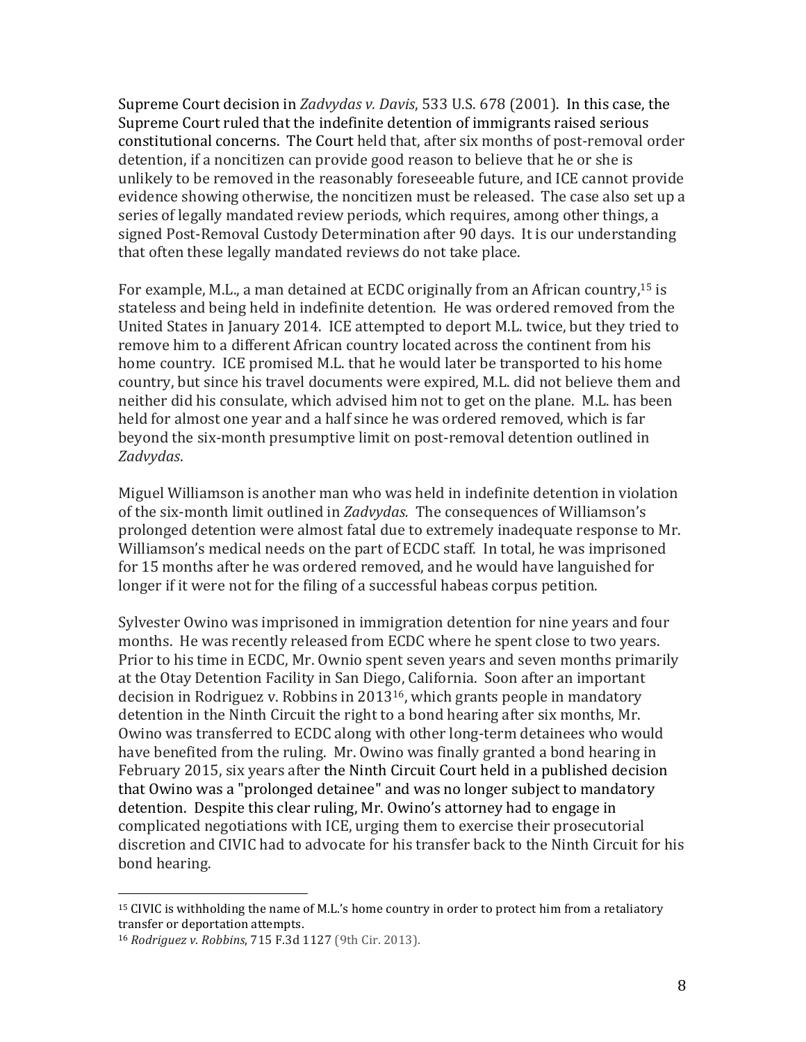Supreme Court decision in *Zadvydas v. Davis*, 533 U.S. 678 (2001). In this case, the Supreme Court ruled that the indefinite detention of immigrants raised serious constitutional concerns. The Court held that, after six months of post-removal order detention, if a noncitizen can provide good reason to believe that he or she is unlikely to be removed in the reasonably foreseeable future, and ICE cannot provide evidence showing otherwise, the noncitizen must be released. The case also set up a series of legally mandated review periods, which requires, among other things, a signed Post-Removal Custody Determination after 90 days. It is our understanding that often these legally mandated reviews do not take place.

For example, M.L., a man detained at ECDC originally from an African country,[15] is stateless and being held in indefinite detention. He was ordered removed from the United States in January 2014. ICE attempted to deport M.L. twice, but they tried to remove him to a different African country located across the continent from his home country. ICE promised M.L. that he would later be transported to his home country, but since his travel documents were expired, M.L. did not believe them and neither did his consulate, which advised him not to get on the plane. M.L. has been held for almost one year and a half since he was ordered removed, which is far beyond the six-month presumptive limit on post-removal detention outlined in *Zadvydas*.

Miguel Williamson is another man who was held in indefinite detention in violation of the six-month limit outlined in *Zadvydas.* The consequences of Williamson's prolonged detention were almost fatal due to extremely inadequate response to Mr. Williamson's medical needs on the part of ECDC staff. In total, he was imprisoned for 15 months after he was ordered removed, and he would have languished for longer if it were not for the filing of a successful habeas corpus petition.

Sylvester Owino was imprisoned in immigration detention for nine years and four months. He was recently released from ECDC where he spent close to two years. Prior to his time in ECDC, Mr. Ownio spent seven years and seven months primarily at the Otay Detention Facility in San Diego, California. Soon after an important decision in Rodriguez v. Robbins in 2013[16], which grants people in mandatory detention in the Ninth Circuit the right to a bond hearing after six months, Mr. Owino was transferred to ECDC along with other long-term detainees who would have benefited from the ruling. Mr. Owino was finally granted a bond hearing in February 2015, six years after the Ninth Circuit Court held in a published decision that Owino was a "prolonged detainee" and was no longer subject to mandatory detention. Despite this clear ruling, Mr. Owino's attorney had to engage in complicated negotiations with ICE, urging them to exercise their prosecutorial discretion and CIVIC had to advocate for his transfer back to the Ninth Circuit for his bond hearing.

---

[15] CIVIC is withholding the name of M.L.'s home country in order to protect him from a retaliatory transfer or deportation attempts.

[16] *Rodriguez v. Robbins*, 715 F.3d 1127 (9th Cir. 2013).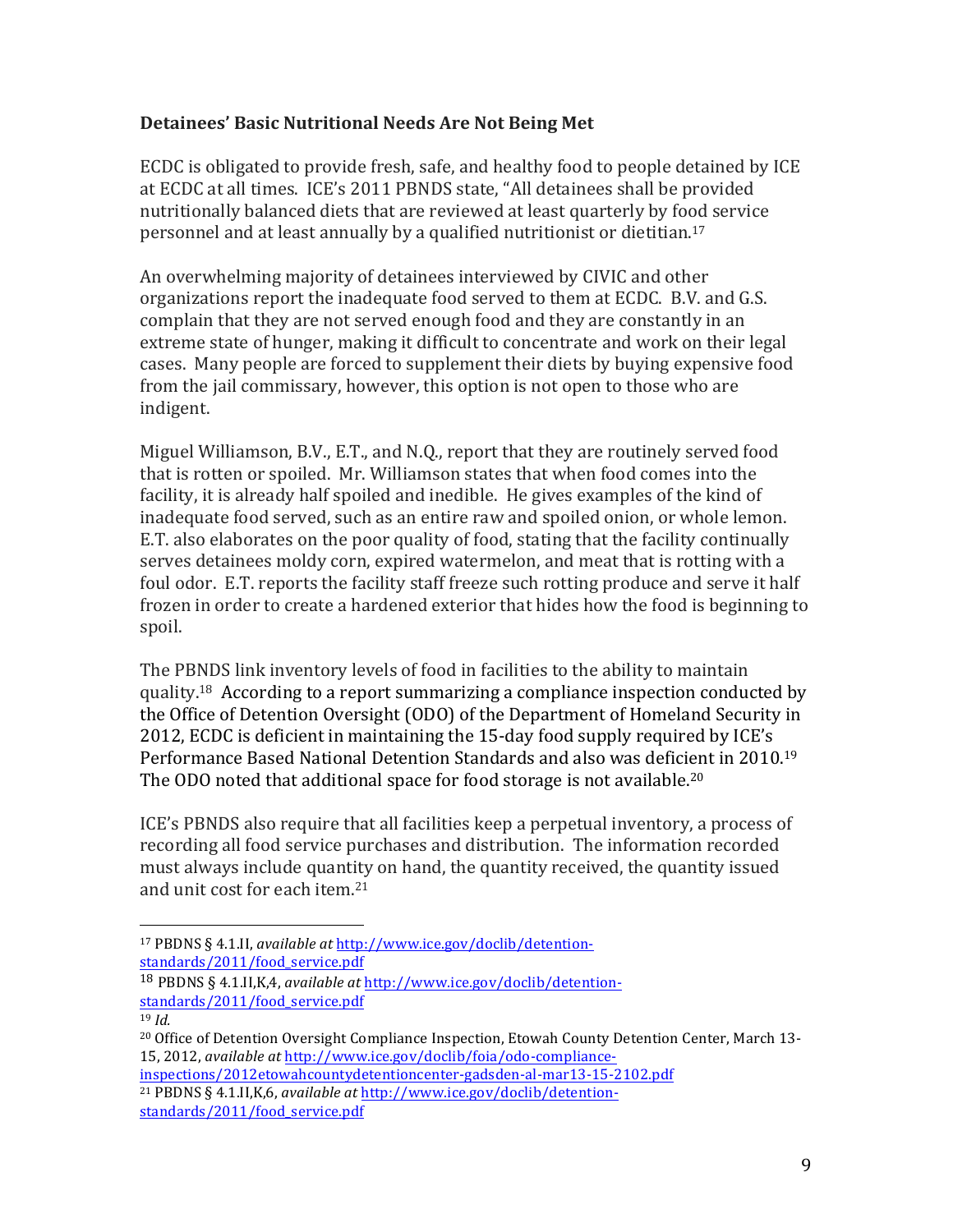**Detainees' Basic Nutritional Needs Are Not Being Met**

ECDC is obligated to provide fresh, safe, and healthy food to people detained by ICE at ECDC at all times. ICE's 2011 PBNDS state, "All detainees shall be provided nutritionally balanced diets that are reviewed at least quarterly by food service personnel and at least annually by a qualified nutritionist or dietitian.[17]

An overwhelming majority of detainees interviewed by CIVIC and other organizations report the inadequate food served to them at ECDC. B.V. and G.S. complain that they are not served enough food and they are constantly in an extreme state of hunger, making it difficult to concentrate and work on their legal cases. Many people are forced to supplement their diets by buying expensive food from the jail commissary, however, this option is not open to those who are indigent.

Miguel Williamson, B.V., E.T., and N.Q., report that they are routinely served food that is rotten or spoiled. Mr. Williamson states that when food comes into the facility, it is already half spoiled and inedible. He gives examples of the kind of inadequate food served, such as an entire raw and spoiled onion, or whole lemon. E.T. also elaborates on the poor quality of food, stating that the facility continually serves detainees moldy corn, expired watermelon, and meat that is rotting with a foul odor. E.T. reports the facility staff freeze such rotting produce and serve it half frozen in order to create a hardened exterior that hides how the food is beginning to spoil.

The PBNDS link inventory levels of food in facilities to the ability to maintain quality.[18] According to a report summarizing a compliance inspection conducted by the Office of Detention Oversight (ODO) of the Department of Homeland Security in 2012, ECDC is deficient in maintaining the 15-day food supply required by ICE's Performance Based National Detention Standards and also was deficient in 2010.[19] The ODO noted that additional space for food storage is not available.[20]

ICE's PBNDS also require that all facilities keep a perpetual inventory, a process of recording all food service purchases and distribution. The information recorded must always include quantity on hand, the quantity received, the quantity issued and unit cost for each item.[21]

---

[17] PBDNS § 4.1.II, *available at* http://www.ice.gov/doclib/detention-standards/2011/food_service.pdf

[18] PBDNS § 4.1.II,K,4, *available at* http://www.ice.gov/doclib/detention-standards/2011/food_service.pdf

[19] *Id.*

[20] Office of Detention Oversight Compliance Inspection, Etowah County Detention Center, March 13-15, 2012, *available at* http://www.ice.gov/doclib/foia/odo-compliance-inspections/2012etowahcountydetentioncenter-gadsden-al-mar13-15-2102.pdf

[21] PBDNS § 4.1.II,K,6, *available at* http://www.ice.gov/doclib/detention-standards/2011/food_service.pdf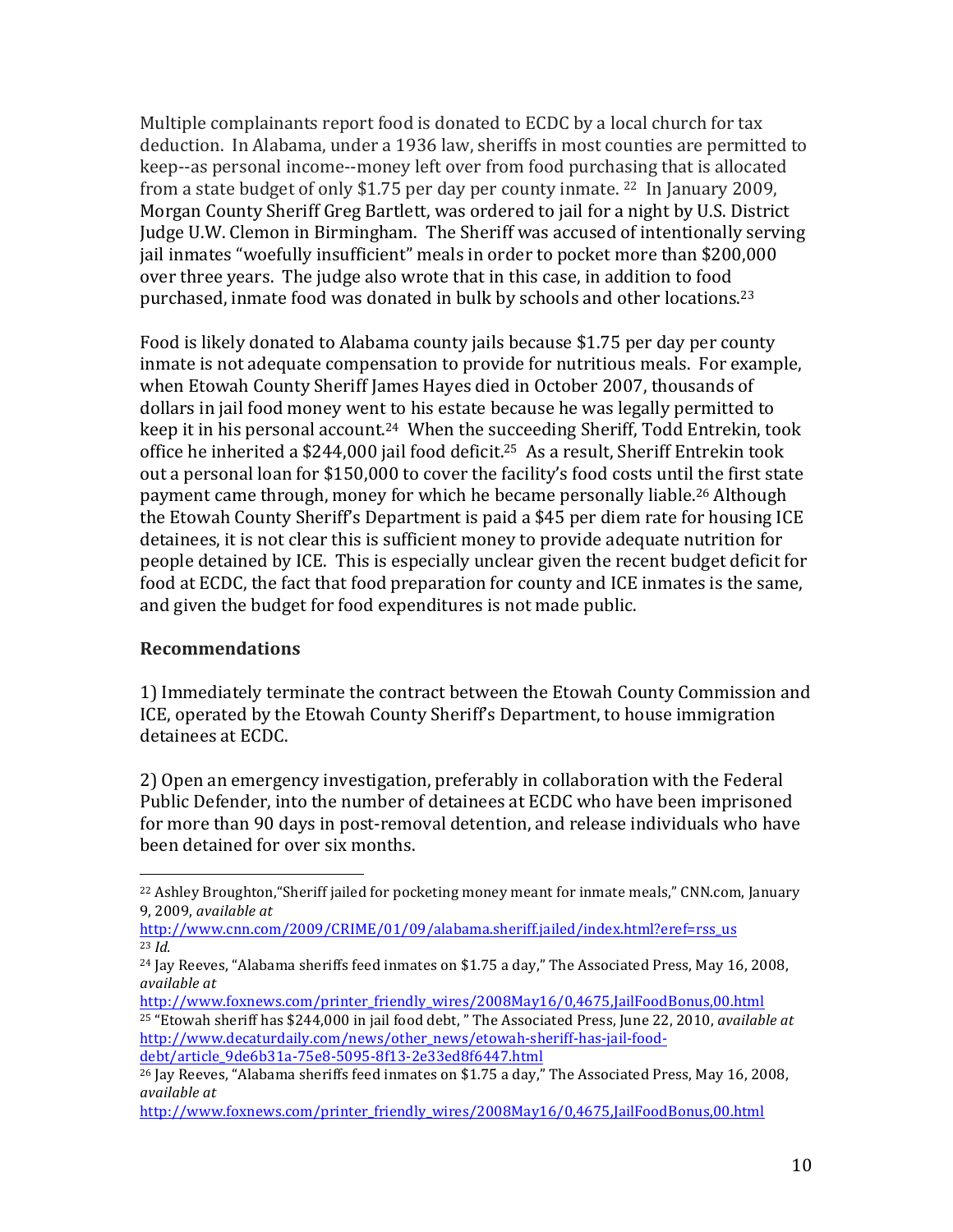Multiple complainants report food is donated to ECDC by a local church for tax deduction. In Alabama, under a 1936 law, sheriffs in most counties are permitted to keep--as personal income--money left over from food purchasing that is allocated from a state budget of only $1.75 per day per county inmate. [22] In January 2009, Morgan County Sheriff Greg Bartlett, was ordered to jail for a night by U.S. District Judge U.W. Clemon in Birmingham. The Sheriff was accused of intentionally serving jail inmates "woefully insufficient" meals in order to pocket more than $200,000 over three years. The judge also wrote that in this case, in addition to food purchased, inmate food was donated in bulk by schools and other locations.[23]

Food is likely donated to Alabama county jails because $1.75 per day per county inmate is not adequate compensation to provide for nutritious meals. For example, when Etowah County Sheriff James Hayes died in October 2007, thousands of dollars in jail food money went to his estate because he was legally permitted to keep it in his personal account.[24] When the succeeding Sheriff, Todd Entrekin, took office he inherited a $244,000 jail food deficit.[25] As a result, Sheriff Entrekin took out a personal loan for $150,000 to cover the facility's food costs until the first state payment came through, money for which he became personally liable.[26] Although the Etowah County Sheriff's Department is paid a $45 per diem rate for housing ICE detainees, it is not clear this is sufficient money to provide adequate nutrition for people detained by ICE. This is especially unclear given the recent budget deficit for food at ECDC, the fact that food preparation for county and ICE inmates is the same, and given the budget for food expenditures is not made public.

**Recommendations**

1) Immediately terminate the contract between the Etowah County Commission and ICE, operated by the Etowah County Sheriff's Department, to house immigration detainees at ECDC.

2) Open an emergency investigation, preferably in collaboration with the Federal Public Defender, into the number of detainees at ECDC who have been imprisoned for more than 90 days in post-removal detention, and release individuals who have been detained for over six months.

---

[22] Ashley Broughton,"Sheriff jailed for pocketing money meant for inmate meals," CNN.com, January 9, 2009, *available at* http://www.cnn.com/2009/CRIME/01/09/alabama.sheriff.jailed/index.html?eref=rss_us

[23] *Id.*

[24] Jay Reeves, "Alabama sheriffs feed inmates on $1.75 a day," The Associated Press, May 16, 2008, *available at* http://www.foxnews.com/printer_friendly_wires/2008May16/0,4675,JailFoodBonus,00.html

[25] "Etowah sheriff has $244,000 in jail food debt, " The Associated Press, June 22, 2010, *available at* http://www.decaturdaily.com/news/other_news/etowah-sheriff-has-jail-food-debt/article_9de6b31a-75e8-5095-8f13-2e33ed8f6447.html

[26] Jay Reeves, "Alabama sheriffs feed inmates on $1.75 a day," The Associated Press, May 16, 2008, *available at* http://www.foxnews.com/printer_friendly_wires/2008May16/0,4675,JailFoodBonus,00.html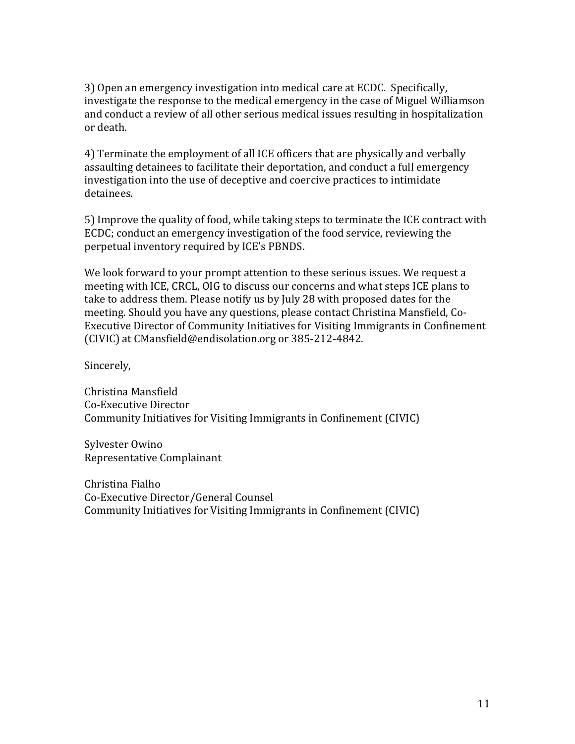3) Open an emergency investigation into medical care at ECDC. Specifically, investigate the response to the medical emergency in the case of Miguel Williamson and conduct a review of all other serious medical issues resulting in hospitalization or death.

4) Terminate the employment of all ICE officers that are physically and verbally assaulting detainees to facilitate their deportation, and conduct a full emergency investigation into the use of deceptive and coercive practices to intimidate detainees.

5) Improve the quality of food, while taking steps to terminate the ICE contract with ECDC; conduct an emergency investigation of the food service, reviewing the perpetual inventory required by ICE's PBNDS.

We look forward to your prompt attention to these serious issues. We request a meeting with ICE, CRCL, OIG to discuss our concerns and what steps ICE plans to take to address them. Please notify us by July 28 with proposed dates for the meeting. Should you have any questions, please contact Christina Mansfield, Co-Executive Director of Community Initiatives for Visiting Immigrants in Confinement (CIVIC) at CMansfield@endisolation.org or 385-212-4842.

Sincerely,

Christina Mansfield
Co-Executive Director
Community Initiatives for Visiting Immigrants in Confinement (CIVIC)

Sylvester Owino
Representative Complainant

Christina Fialho
Co-Executive Director/General Counsel
Community Initiatives for Visiting Immigrants in Confinement (CIVIC)